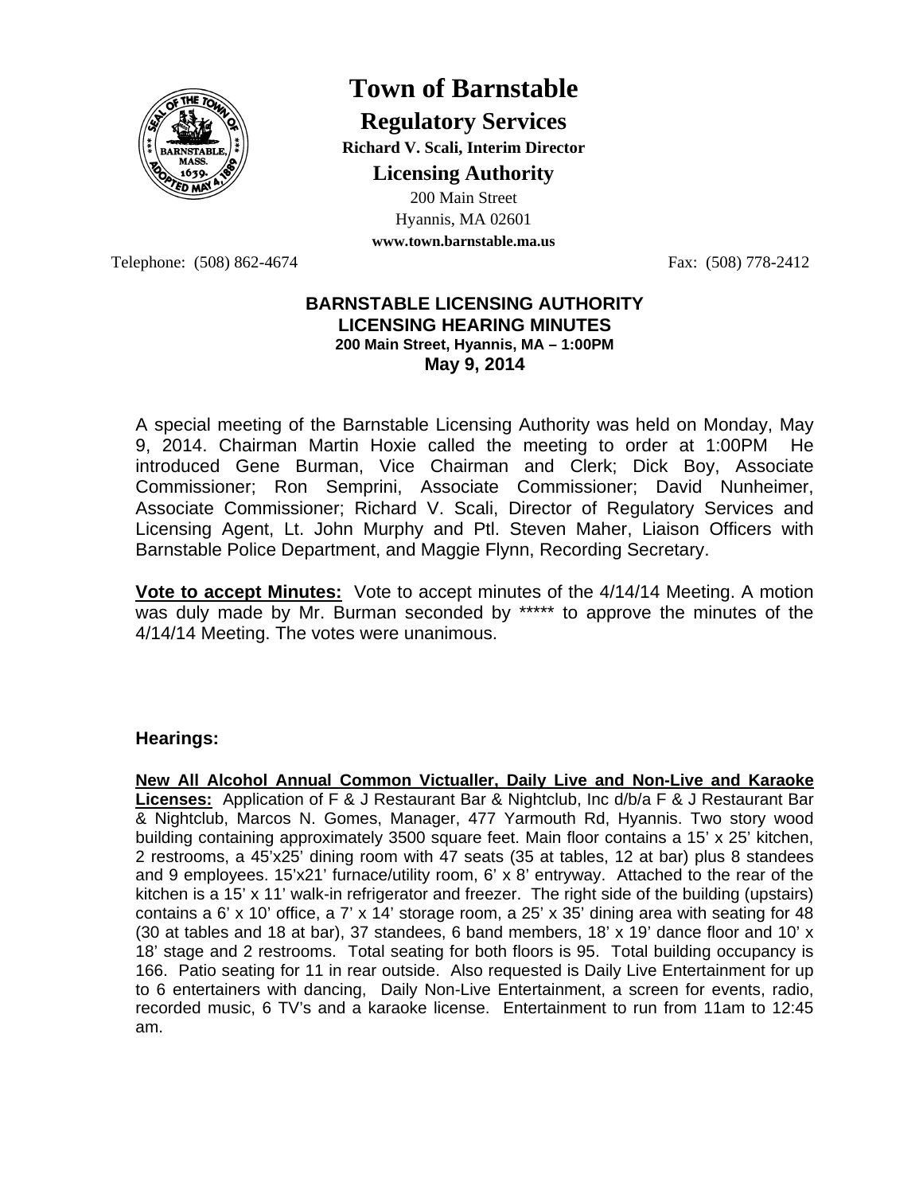# Town of Barnstable

## Regulatory Services

**Richard V. Scali, Interim Director**

### Licensing Authority

200 Main Street
Hyannis, MA 02601
**www.town.barnstable.ma.us**

Telephone: (508) 862-4674 Fax: (508) 778-2412

**BARNSTABLE LICENSING AUTHORITY**
**LICENSING HEARING MINUTES**
**200 Main Street, Hyannis, MA – 1:00PM**
**May 9, 2014**

A special meeting of the Barnstable Licensing Authority was held on Monday, May 9, 2014. Chairman Martin Hoxie called the meeting to order at 1:00PM He introduced Gene Burman, Vice Chairman and Clerk; Dick Boy, Associate Commissioner; Ron Semprini, Associate Commissioner; David Nunheimer, Associate Commissioner; Richard V. Scali, Director of Regulatory Services and Licensing Agent, Lt. John Murphy and Ptl. Steven Maher, Liaison Officers with Barnstable Police Department, and Maggie Flynn, Recording Secretary.

**Vote to accept Minutes:** Vote to accept minutes of the 4/14/14 Meeting. A motion was duly made by Mr. Burman seconded by ***** to approve the minutes of the 4/14/14 Meeting. The votes were unanimous.

**Hearings:**

**New All Alcohol Annual Common Victualler, Daily Live and Non-Live and Karaoke Licenses:** Application of F & J Restaurant Bar & Nightclub, Inc d/b/a F & J Restaurant Bar & Nightclub, Marcos N. Gomes, Manager, 477 Yarmouth Rd, Hyannis. Two story wood building containing approximately 3500 square feet. Main floor contains a 15' x 25' kitchen, 2 restrooms, a 45'x25' dining room with 47 seats (35 at tables, 12 at bar) plus 8 standees and 9 employees. 15'x21' furnace/utility room, 6' x 8' entryway. Attached to the rear of the kitchen is a 15' x 11' walk-in refrigerator and freezer. The right side of the building (upstairs) contains a 6' x 10' office, a 7' x 14' storage room, a 25' x 35' dining area with seating for 48 (30 at tables and 18 at bar), 37 standees, 6 band members, 18' x 19' dance floor and 10' x 18' stage and 2 restrooms. Total seating for both floors is 95. Total building occupancy is 166. Patio seating for 11 in rear outside. Also requested is Daily Live Entertainment for up to 6 entertainers with dancing, Daily Non-Live Entertainment, a screen for events, radio, recorded music, 6 TV's and a karaoke license. Entertainment to run from 11am to 12:45 am.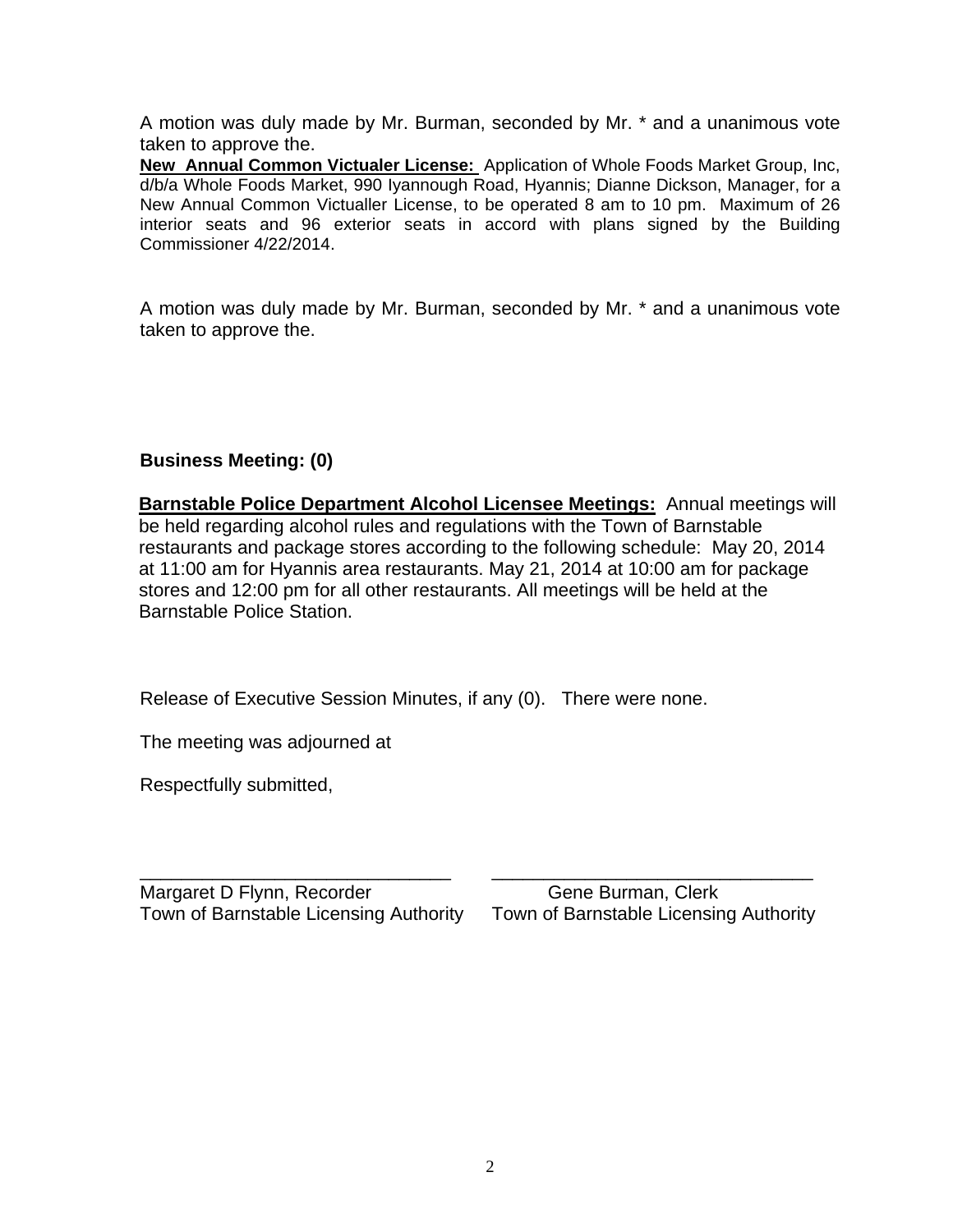A motion was duly made by Mr. Burman, seconded by Mr. * and a unanimous vote taken to approve the.

**New Annual Common Victualer License:** Application of Whole Foods Market Group, Inc, d/b/a Whole Foods Market, 990 Iyannough Road, Hyannis; Dianne Dickson, Manager, for a New Annual Common Victualler License, to be operated 8 am to 10 pm. Maximum of 26 interior seats and 96 exterior seats in accord with plans signed by the Building Commissioner 4/22/2014.

A motion was duly made by Mr. Burman, seconded by Mr. * and a unanimous vote taken to approve the.

**Business Meeting: (0)**

**Barnstable Police Department Alcohol Licensee Meetings:** Annual meetings will be held regarding alcohol rules and regulations with the Town of Barnstable restaurants and package stores according to the following schedule: May 20, 2014 at 11:00 am for Hyannis area restaurants. May 21, 2014 at 10:00 am for package stores and 12:00 pm for all other restaurants. All meetings will be held at the Barnstable Police Station.

Release of Executive Session Minutes, if any (0). There were none.

The meeting was adjourned at

Respectfully submitted,

| | |
|---|---|
| ______________________________ | ______________________________ |
| Margaret D Flynn, Recorder | Gene Burman, Clerk |
| Town of Barnstable Licensing Authority | Town of Barnstable Licensing Authority |